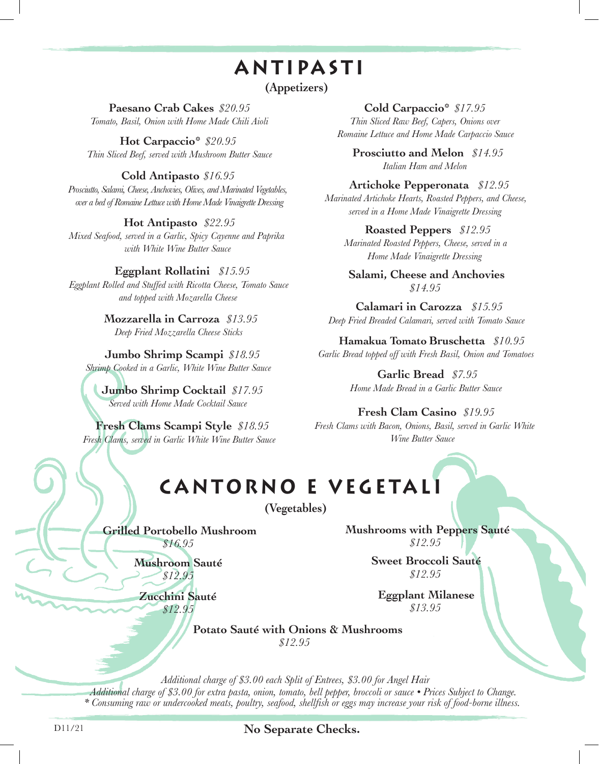# ANTIPASTI

**(Appetizers)**

**Paesano Crab Cakes** *$20.95*
*Tomato, Basil, Onion with Home Made Chili Aioli*

**Hot Carpaccio*** *$20.95*
*Thin Sliced Beef, served with Mushroom Butter Sauce*

**Cold Antipasto** *$16.95*
*Prosciutto, Salami, Cheese, Anchovies, Olives, and Marinated Vegetables, over a bed of Romaine Lettuce with Home Made Vinaigrette Dressing*

**Hot Antipasto** *$22.95*
*Mixed Seafood, served in a Garlic, Spicy Cayenne and Paprika with White Wine Butter Sauce*

**Eggplant Rollatini** *$15.95*
*Eggplant Rolled and Stuffed with Ricotta Cheese, Tomato Sauce and topped with Mozarella Cheese*

**Mozzarella in Carroza** *$13.95*
*Deep Fried Mozzarella Cheese Sticks*

**Jumbo Shrimp Scampi** *$18.95*
*Shrimp Cooked in a Garlic, White Wine Butter Sauce*

**Jumbo Shrimp Cocktail** *$17.95*
*Served with Home Made Cocktail Sauce*

**Fresh Clams Scampi Style** *$18.95*
*Fresh Clams, served in Garlic White Wine Butter Sauce*

**Cold Carpaccio*** *$17.95*
*Thin Sliced Raw Beef, Capers, Onions over Romaine Lettuce and Home Made Carpaccio Sauce*

**Prosciutto and Melon** *$14.95*
*Italian Ham and Melon*

**Artichoke Pepperonata** *$12.95*
*Marinated Artichoke Hearts, Roasted Peppers, and Cheese, served in a Home Made Vinaigrette Dressing*

**Roasted Peppers** *$12.95*
*Marinated Roasted Peppers, Cheese, served in a Home Made Vinaigrette Dressing*

**Salami, Cheese and Anchovies**
*$14.95*

**Calamari in Carozza** *$15.95*
*Deep Fried Breaded Calamari, served with Tomato Sauce*

**Hamakua Tomato Bruschetta** *$10.95*
*Garlic Bread topped off with Fresh Basil, Onion and Tomatoes*

**Garlic Bread** *$7.95*
*Home Made Bread in a Garlic Butter Sauce*

**Fresh Clam Casino** *$19.95*
*Fresh Clams with Bacon, Onions, Basil, served in Garlic White Wine Butter Sauce*

# CANTORNO E VEGETALI

**(Vegetables)**

**Grilled Portobello Mushroom**
*$16.95*

**Mushroom Sauté**
*$12.95*

**Zucchini Sauté**
*$12.95*

**Mushrooms with Peppers Sauté**
*$12.95*

**Sweet Broccoli Sauté**
*$12.95*

**Eggplant Milanese**
*$13.95*

**Potato Sauté with Onions & Mushrooms**
*$12.95*

*Additional charge of $3.00 each Split of Entrees, $3.00 for Angel Hair*
*Additional charge of $3.00 for extra pasta, onion, tomato, bell pepper, broccoli or sauce • Prices Subject to Change.*
** Consuming raw or undercooked meats, poultry, seafood, shellfish or eggs may increase your risk of food-borne illness.*

D11/21

**No Separate Checks.**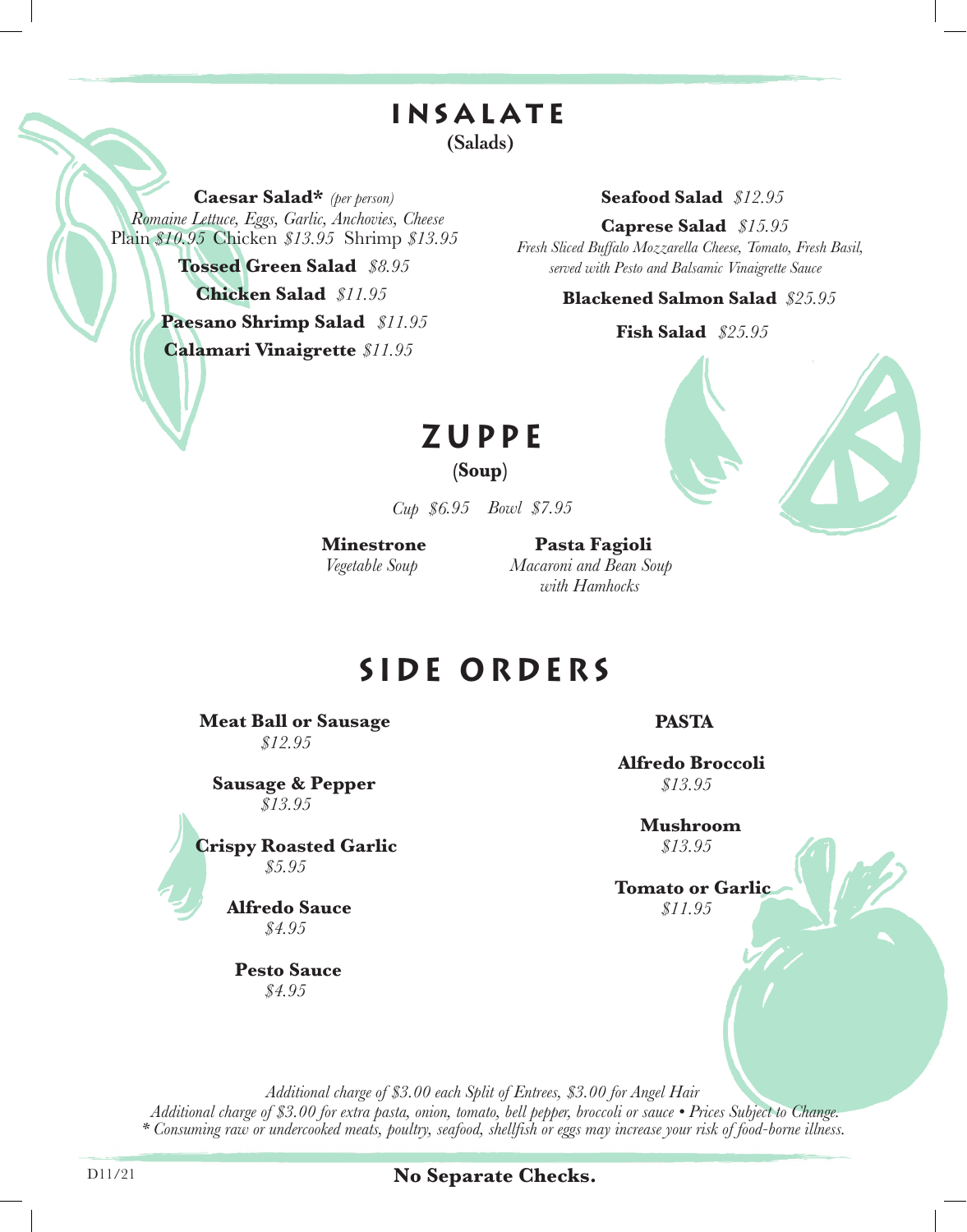# INSALATE

(Salads)

**Caesar Salad*** *(per person)*
*Romaine Lettuce, Eggs, Garlic, Anchovies, Cheese*
Plain *$10.95* Chicken *$13.95* Shrimp *$13.95*

**Tossed Green Salad** *$8.95*

**Chicken Salad** *$11.95*

**Paesano Shrimp Salad** *$11.95*

**Calamari Vinaigrette** *$11.95*

**Seafood Salad** *$12.95*

**Caprese Salad** *$15.95*
*Fresh Sliced Buffalo Mozzarella Cheese, Tomato, Fresh Basil, served with Pesto and Balsamic Vinaigrette Sauce*

**Blackened Salmon Salad** *$25.95*

**Fish Salad** *$25.95*

# ZUPPE

(**Soup**)

*Cup $6.95 Bowl $7.95*

**Minestrone**
*Vegetable Soup*

**Pasta Fagioli**
*Macaroni and Bean Soup with Hamhocks*

# SIDE ORDERS

**Meat Ball or Sausage**
*$12.95*

**Sausage & Pepper**
*$13.95*

**Crispy Roasted Garlic**
*$5.95*

**Alfredo Sauce**
*$4.95*

**Pesto Sauce**
*$4.95*

**PASTA**

**Alfredo Broccoli**
*$13.95*

**Mushroom**
*$13.95*

**Tomato or Garlic**
*$11.95*

*Additional charge of $3.00 each Split of Entrees, $3.00 for Angel Hair*
*Additional charge of $3.00 for extra pasta, onion, tomato, bell pepper, broccoli or sauce • Prices Subject to Change.*
** Consuming raw or undercooked meats, poultry, seafood, shellfish or eggs may increase your risk of food-borne illness.*

D11/21

**No Separate Checks.**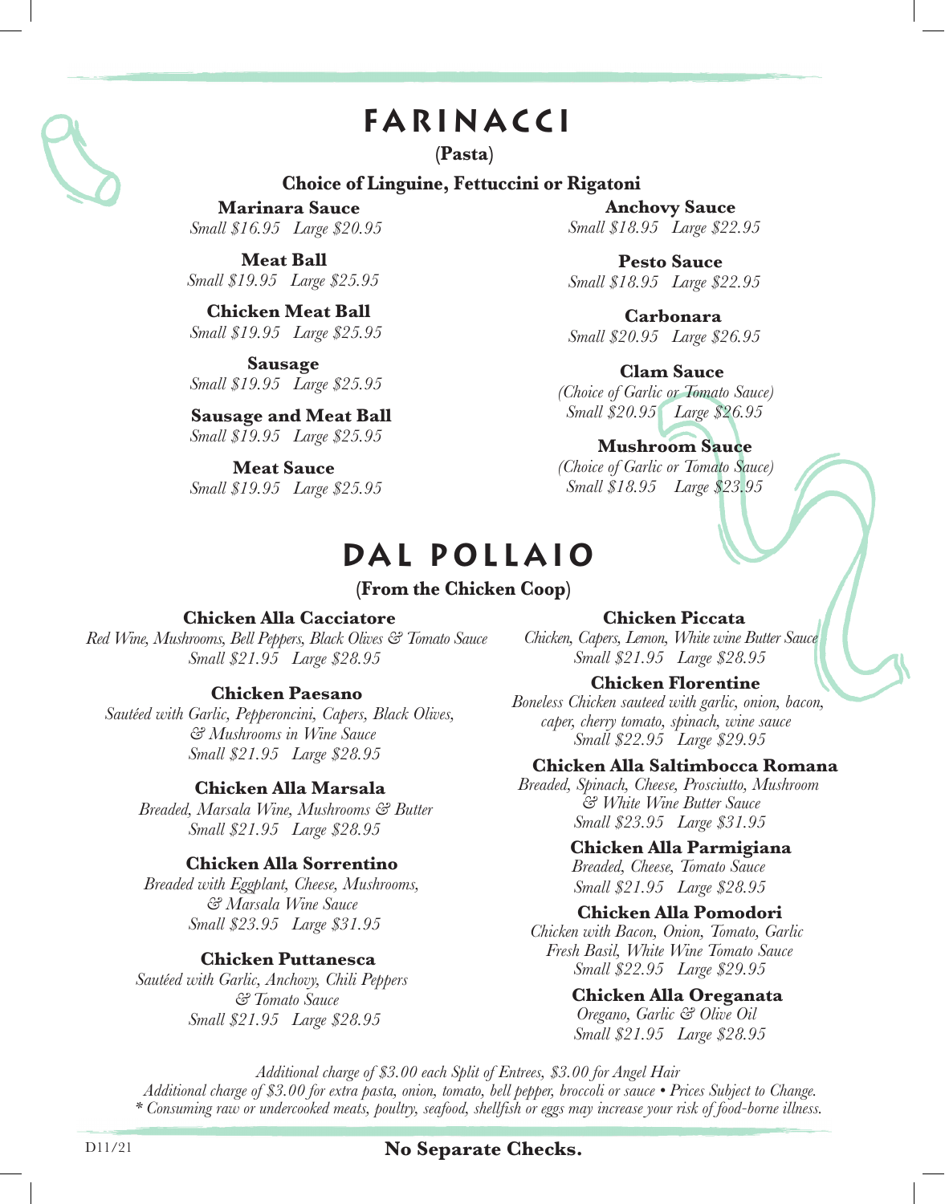# FARINACCI

**(Pasta)**

**Choice of Linguine, Fettuccini or Rigatoni**

**Marinara Sauce**
*Small $16.95 Large $20.95*

**Meat Ball**
*Small $19.95 Large $25.95*

**Chicken Meat Ball**
*Small $19.95 Large $25.95*

**Sausage**
*Small $19.95 Large $25.95*

**Sausage and Meat Ball**
*Small $19.95 Large $25.95*

**Meat Sauce**
*Small $19.95 Large $25.95*

**Anchovy Sauce**
*Small $18.95 Large $22.95*

**Pesto Sauce**
*Small $18.95 Large $22.95*

**Carbonara**
*Small $20.95 Large $26.95*

**Clam Sauce**
*(Choice of Garlic or Tomato Sauce)*
*Small $20.95 Large $26.95*

**Mushroom Sauce**
*(Choice of Garlic or Tomato Sauce)*
*Small $18.95 Large $23.95*

# DAL POLLAIO

**(From the Chicken Coop)**

**Chicken Alla Cacciatore**
*Red Wine, Mushrooms, Bell Peppers, Black Olives & Tomato Sauce*
*Small $21.95 Large $28.95*

**Chicken Paesano**
*Sautéed with Garlic, Pepperoncini, Capers, Black Olives, & Mushrooms in Wine Sauce*
*Small $21.95 Large $28.95*

**Chicken Alla Marsala**
*Breaded, Marsala Wine, Mushrooms & Butter*
*Small $21.95 Large $28.95*

**Chicken Alla Sorrentino**
*Breaded with Eggplant, Cheese, Mushrooms, & Marsala Wine Sauce*
*Small $23.95 Large $31.95*

**Chicken Puttanesca**
*Sautéed with Garlic, Anchovy, Chili Peppers & Tomato Sauce*
*Small $21.95 Large $28.95*

**Chicken Piccata**
*Chicken, Capers, Lemon, White wine Butter Sauce*
*Small $21.95 Large $28.95*

**Chicken Florentine**
*Boneless Chicken sauteed with garlic, onion, bacon, caper, cherry tomato, spinach, wine sauce*
*Small $22.95 Large $29.95*

**Chicken Alla Saltimbocca Romana**
*Breaded, Spinach, Cheese, Prosciutto, Mushroom & White Wine Butter Sauce*
*Small $23.95 Large $31.95*

**Chicken Alla Parmigiana**
*Breaded, Cheese, Tomato Sauce*
*Small $21.95 Large $28.95*

**Chicken Alla Pomodori**
*Chicken with Bacon, Onion, Tomato, Garlic Fresh Basil, White Wine Tomato Sauce*
*Small $22.95 Large $29.95*

**Chicken Alla Oreganata**
*Oregano, Garlic & Olive Oil*
*Small $21.95 Large $28.95*

*Additional charge of $3.00 each Split of Entrees, $3.00 for Angel Hair*
*Additional charge of $3.00 for extra pasta, onion, tomato, bell pepper, broccoli or sauce • Prices Subject to Change.*
*\* Consuming raw or undercooked meats, poultry, seafood, shellfish or eggs may increase your risk of food-borne illness.*

D11/21

**No Separate Checks.**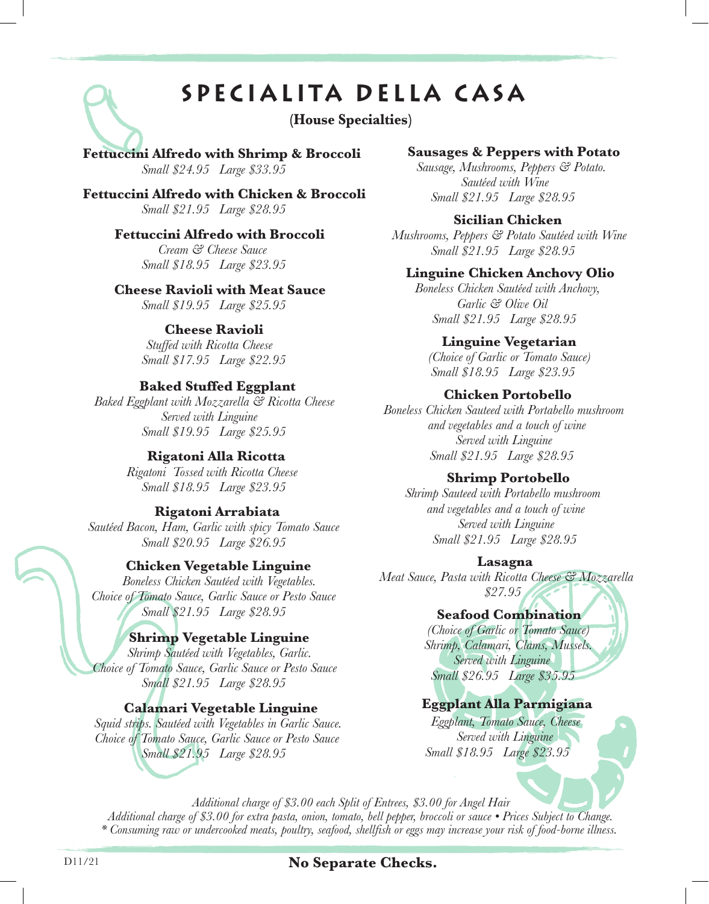# Specialita Della Casa

**(House Specialties)**

**Fettuccini Alfredo with Shrimp & Broccoli**
*Small $24.95 Large $33.95*

**Fettuccini Alfredo with Chicken & Broccoli**
*Small $21.95 Large $28.95*

**Fettuccini Alfredo with Broccoli**
*Cream & Cheese Sauce*
*Small $18.95 Large $23.95*

**Cheese Ravioli with Meat Sauce**
*Small $19.95 Large $25.95*

**Cheese Ravioli**
*Stuffed with Ricotta Cheese*
*Small $17.95 Large $22.95*

**Baked Stuffed Eggplant**
*Baked Eggplant with Mozzarella & Ricotta Cheese*
*Served with Linguine*
*Small $19.95 Large $25.95*

**Rigatoni Alla Ricotta**
*Rigatoni Tossed with Ricotta Cheese*
*Small $18.95 Large $23.95*

**Rigatoni Arrabiata**
*Sautéed Bacon, Ham, Garlic with spicy Tomato Sauce*
*Small $20.95 Large $26.95*

**Chicken Vegetable Linguine**
*Boneless Chicken Sautéed with Vegetables.*
*Choice of Tomato Sauce, Garlic Sauce or Pesto Sauce*
*Small $21.95 Large $28.95*

**Shrimp Vegetable Linguine**
*Shrimp Sautéed with Vegetables, Garlic.*
*Choice of Tomato Sauce, Garlic Sauce or Pesto Sauce*
*Small $21.95 Large $28.95*

**Calamari Vegetable Linguine**
*Squid strips. Sautéed with Vegetables in Garlic Sauce.*
*Choice of Tomato Sauce, Garlic Sauce or Pesto Sauce*
*Small $21.95 Large $28.95*

**Sausages & Peppers with Potato**
*Sausage, Mushrooms, Peppers & Potato.*
*Sautéed with Wine*
*Small $21.95 Large $28.95*

**Sicilian Chicken**
*Mushrooms, Peppers & Potato Sautéed with Wine*
*Small $21.95 Large $28.95*

**Linguine Chicken Anchovy Olio**
*Boneless Chicken Sautéed with Anchovy,*
*Garlic & Olive Oil*
*Small $21.95 Large $28.95*

**Linguine Vegetarian**
*(Choice of Garlic or Tomato Sauce)*
*Small $18.95 Large $23.95*

**Chicken Portobello**
*Boneless Chicken Sauteed with Portabello mushroom*
*and vegetables and a touch of wine*
*Served with Linguine*
*Small $21.95 Large $28.95*

**Shrimp Portobello**
*Shrimp Sauteed with Portabello mushroom*
*and vegetables and a touch of wine*
*Served with Linguine*
*Small $21.95 Large $28.95*

**Lasagna**
*Meat Sauce, Pasta with Ricotta Cheese & Mozzarella*
*$27.95*

**Seafood Combination**
*(Choice of Garlic or Tomato Sauce)*
*Shrimp, Calamari, Clams, Mussels.*
*Served with Linguine*
*Small $26.95 Large $35.95*

**Eggplant Alla Parmigiana**
*Eggplant, Tomato Sauce, Cheese*
*Served with Linguine*
*Small $18.95 Large $23.95*

*Additional charge of $3.00 each Split of Entrees, $3.00 for Angel Hair*
*Additional charge of $3.00 for extra pasta, onion, tomato, bell pepper, broccoli or sauce • Prices Subject to Change.*
** Consuming raw or undercooked meats, poultry, seafood, shellfish or eggs may increase your risk of food-borne illness.*

D11/21

**No Separate Checks.**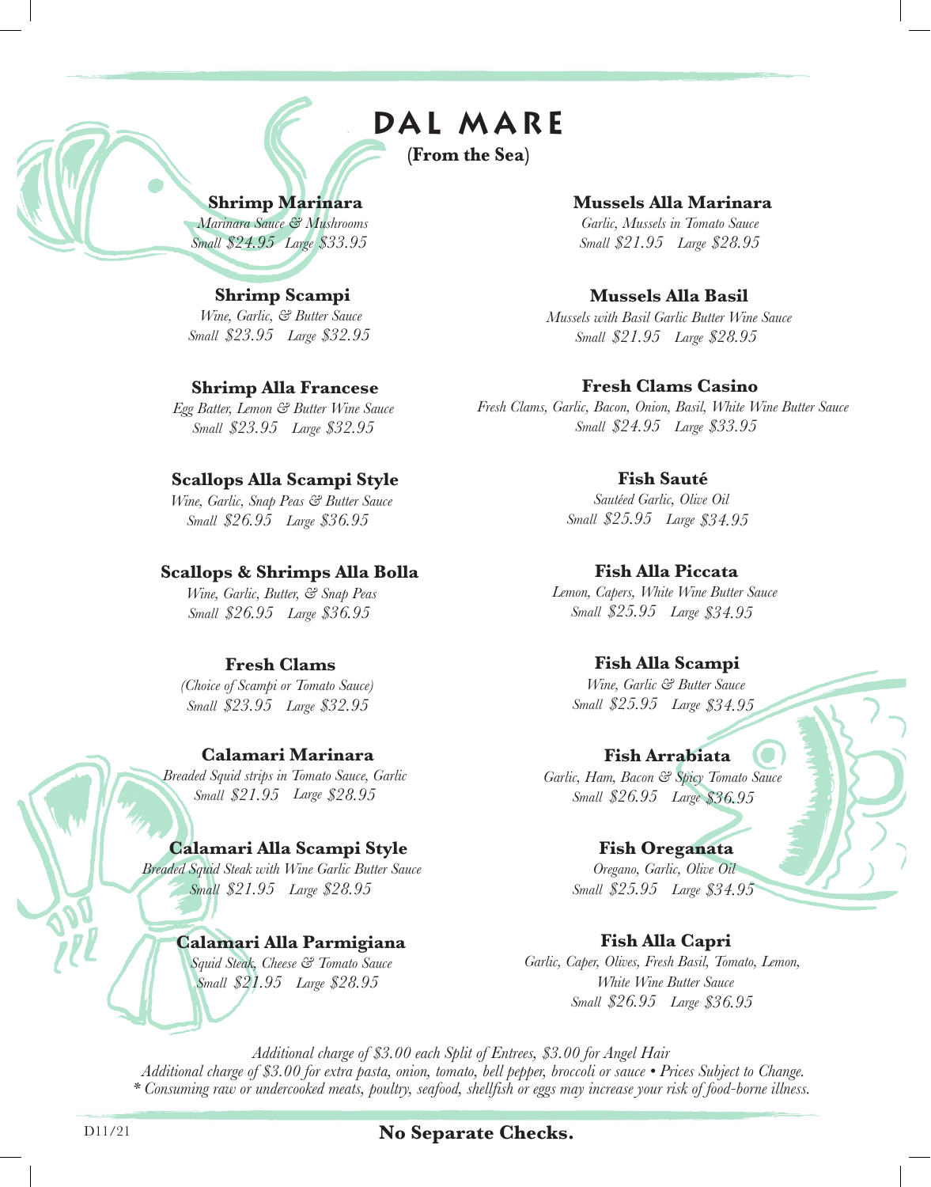# DAL MARE

**(From the Sea)**

### Shrimp Marinara

*Marinara Sauce & Mushrooms*
*Small $24.95 Large $33.95*

### Shrimp Scampi

*Wine, Garlic, & Butter Sauce*
*Small $23.95 Large $32.95*

### Shrimp Alla Francese

*Egg Batter, Lemon & Butter Wine Sauce*
*Small $23.95 Large $32.95*

### Scallops Alla Scampi Style

*Wine, Garlic, Snap Peas & Butter Sauce*
*Small $26.95 Large $36.95*

### Scallops & Shrimps Alla Bolla

*Wine, Garlic, Butter, & Snap Peas*
*Small $26.95 Large $36.95*

### Fresh Clams

*(Choice of Scampi or Tomato Sauce)*
*Small $23.95 Large $32.95*

### Calamari Marinara

*Breaded Squid strips in Tomato Sauce, Garlic*
*Small $21.95 Large $28.95*

### Calamari Alla Scampi Style

*Breaded Squid Steak with Wine Garlic Butter Sauce*
*Small $21.95 Large $28.95*

### Calamari Alla Parmigiana

*Squid Steak, Cheese & Tomato Sauce*
*Small $21.95 Large $28.95*

### Mussels Alla Marinara

*Garlic, Mussels in Tomato Sauce*
*Small $21.95 Large $28.95*

### Mussels Alla Basil

*Mussels with Basil Garlic Butter Wine Sauce*
*Small $21.95 Large $28.95*

### Fresh Clams Casino

*Fresh Clams, Garlic, Bacon, Onion, Basil, White Wine Butter Sauce*
*Small $24.95 Large $33.95*

### Fish Sauté

*Sautéed Garlic, Olive Oil*
*Small $25.95 Large $34.95*

### Fish Alla Piccata

*Lemon, Capers, White Wine Butter Sauce*
*Small $25.95 Large $34.95*

### Fish Alla Scampi

*Wine, Garlic & Butter Sauce*
*Small $25.95 Large $34.95*

### Fish Arrabiata

*Garlic, Ham, Bacon & Spicy Tomato Sauce*
*Small $26.95 Large $36.95*

### Fish Oreganata

*Oregano, Garlic, Olive Oil*
*Small $25.95 Large $34.95*

### Fish Alla Capri

*Garlic, Caper, Olives, Fresh Basil, Tomato, Lemon, White Wine Butter Sauce*
*Small $26.95 Large $36.95*

*Additional charge of $3.00 each Split of Entrees, $3.00 for Angel Hair*
*Additional charge of $3.00 for extra pasta, onion, tomato, bell pepper, broccoli or sauce • Prices Subject to Change.*
*\* Consuming raw or undercooked meats, poultry, seafood, shellfish or eggs may increase your risk of food-borne illness.*

D11/21

**No Separate Checks.**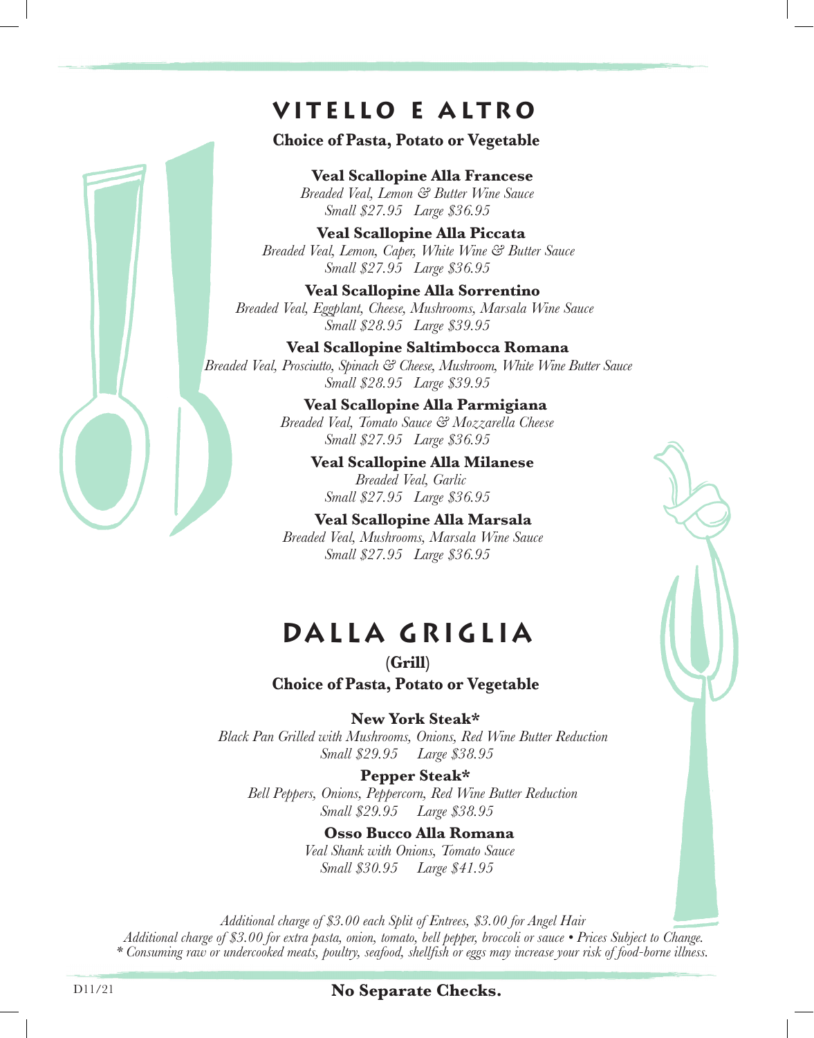# VITELLO E ALTRO

**Choice of Pasta, Potato or Vegetable**

**Veal Scallopine Alla Francese**
*Breaded Veal, Lemon & Butter Wine Sauce*
*Small $27.95   Large $36.95*

**Veal Scallopine Alla Piccata**
*Breaded Veal, Lemon, Caper, White Wine & Butter Sauce*
*Small $27.95   Large $36.95*

**Veal Scallopine Alla Sorrentino**
*Breaded Veal, Eggplant, Cheese, Mushrooms, Marsala Wine Sauce*
*Small $28.95   Large $39.95*

**Veal Scallopine Saltimbocca Romana**
*Breaded Veal, Prosciutto, Spinach & Cheese, Mushroom, White Wine Butter Sauce*
*Small $28.95   Large $39.95*

**Veal Scallopine Alla Parmigiana**
*Breaded Veal, Tomato Sauce & Mozzarella Cheese*
*Small $27.95   Large $36.95*

**Veal Scallopine Alla Milanese**
*Breaded Veal, Garlic*
*Small $27.95   Large $36.95*

**Veal Scallopine Alla Marsala**
*Breaded Veal, Mushrooms, Marsala Wine Sauce*
*Small $27.95   Large $36.95*

# DALLA GRIGLIA

**(Grill)**
**Choice of Pasta, Potato or Vegetable**

**New York Steak***
*Black Pan Grilled with Mushrooms, Onions, Red Wine Butter Reduction*
*Small $29.95   Large $38.95*

**Pepper Steak***
*Bell Peppers, Onions, Peppercorn, Red Wine Butter Reduction*
*Small $29.95   Large $38.95*

**Osso Bucco Alla Romana**
*Veal Shank with Onions, Tomato Sauce*
*Small $30.95   Large $41.95*

*Additional charge of $3.00 each Split of Entrees, $3.00 for Angel Hair*
*Additional charge of $3.00 for extra pasta, onion, tomato, bell pepper, broccoli or sauce • Prices Subject to Change.*
** Consuming raw or undercooked meats, poultry, seafood, shellfish or eggs may increase your risk of food-borne illness.*

D11/21

**No Separate Checks.**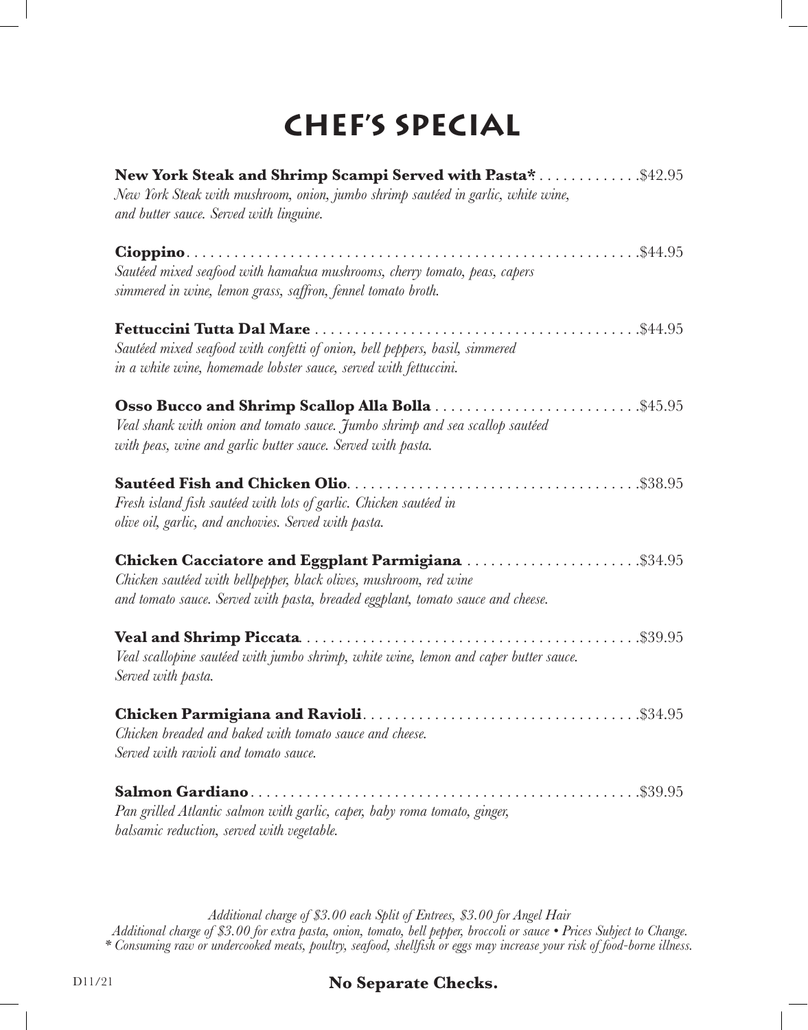# Chef's Special

**New York Steak and Shrimp Scampi Served with Pasta*** . . . . . . . . . . . . . $42.95
*New York Steak with mushroom, onion, jumbo shrimp sautéed in garlic, white wine, and butter sauce. Served with linguine.*

**Cioppino** . . . . . . . . . . . . . . . . . . . . . . . . . . . . . . . . . . . . . . . . . . . . . . . . . . . . . . . $44.95
*Sautéed mixed seafood with hamakua mushrooms, cherry tomato, peas, capers simmered in wine, lemon grass, saffron, fennel tomato broth.*

**Fettuccini Tutta Dal Mare** . . . . . . . . . . . . . . . . . . . . . . . . . . . . . . . . . . . . . . . . $44.95
*Sautéed mixed seafood with confetti of onion, bell peppers, basil, simmered in a white wine, homemade lobster sauce, served with fettuccini.*

**Osso Bucco and Shrimp Scallop Alla Bolla** . . . . . . . . . . . . . . . . . . . . . . . . . $45.95
*Veal shank with onion and tomato sauce. Jumbo shrimp and sea scallop sautéed with peas, wine and garlic butter sauce. Served with pasta.*

**Sautéed Fish and Chicken Olio** . . . . . . . . . . . . . . . . . . . . . . . . . . . . . . . . . . . $38.95
*Fresh island fish sautéed with lots of garlic. Chicken sautéed in olive oil, garlic, and anchovies. Served with pasta.*

**Chicken Cacciatore and Eggplant Parmigiana** . . . . . . . . . . . . . . . . . . . . . $34.95
*Chicken sautéed with bellpepper, black olives, mushroom, red wine and tomato sauce. Served with pasta, breaded eggplant, tomato sauce and cheese.*

**Veal and Shrimp Piccata** . . . . . . . . . . . . . . . . . . . . . . . . . . . . . . . . . . . . . . . . . $39.95
*Veal scallopine sautéed with jumbo shrimp, white wine, lemon and caper butter sauce. Served with pasta.*

**Chicken Parmigiana and Ravioli** . . . . . . . . . . . . . . . . . . . . . . . . . . . . . . . . . . $34.95
*Chicken breaded and baked with tomato sauce and cheese. Served with ravioli and tomato sauce.*

**Salmon Gardiano** . . . . . . . . . . . . . . . . . . . . . . . . . . . . . . . . . . . . . . . . . . . . . . . . $39.95
*Pan grilled Atlantic salmon with garlic, caper, baby roma tomato, ginger, balsamic reduction, served with vegetable.*

*Additional charge of $3.00 each Split of Entrees, $3.00 for Angel Hair*
*Additional charge of $3.00 for extra pasta, onion, tomato, bell pepper, broccoli or sauce • Prices Subject to Change.*
** Consuming raw or undercooked meats, poultry, seafood, shellfish or eggs may increase your risk of food-borne illness.*

D11/21

**No Separate Checks.**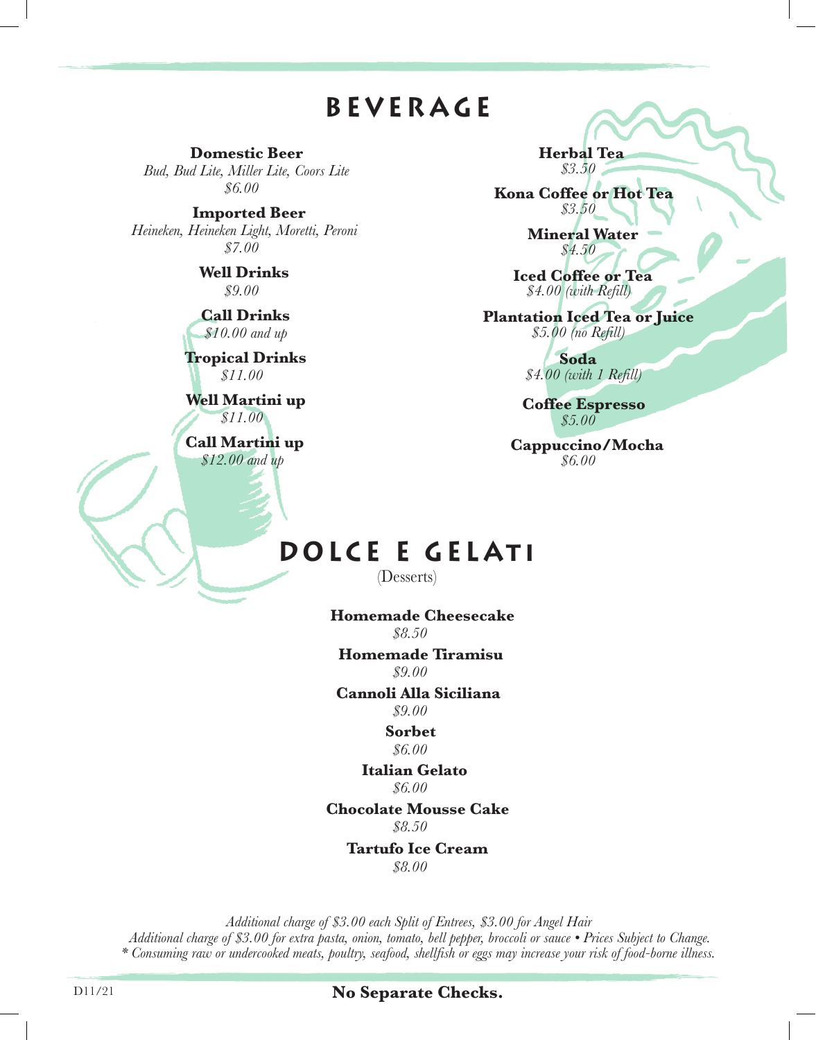# BEVERAGE

**Domestic Beer**
*Bud, Bud Lite, Miller Lite, Coors Lite*
*$6.00*

**Imported Beer**
*Heineken, Heineken Light, Moretti, Peroni*
*$7.00*

**Well Drinks**
*$9.00*

**Call Drinks**
*$10.00 and up*

**Tropical Drinks**
*$11.00*

**Well Martini up**
*$11.00*

**Call Martini up**
*$12.00 and up*

**Herbal Tea**
*$3.50*

**Kona Coffee or Hot Tea**
*$3.50*

**Mineral Water**
*$4.50*

**Iced Coffee or Tea**
*$4.00 (with Refill)*

**Plantation Iced Tea or Juice**
*$5.00 (no Refill)*

**Soda**
*$4.00 (with 1 Refill)*

**Coffee Espresso**
*$5.00*

**Cappuccino/Mocha**
*$6.00*

# DOLCE E GELATI

(Desserts)

**Homemade Cheesecake**
*$8.50*

**Homemade Tiramisu**
*$9.00*

**Cannoli Alla Siciliana**
*$9.00*

**Sorbet**
*$6.00*

**Italian Gelato**
*$6.00*

**Chocolate Mousse Cake**
*$8.50*

**Tartufo Ice Cream**
*$8.00*

*Additional charge of $3.00 each Split of Entrees, $3.00 for Angel Hair*
*Additional charge of $3.00 for extra pasta, onion, tomato, bell pepper, broccoli or sauce • Prices Subject to Change.*
** Consuming raw or undercooked meats, poultry, seafood, shellfish or eggs may increase your risk of food-borne illness.*

D11/21

**No Separate Checks.**